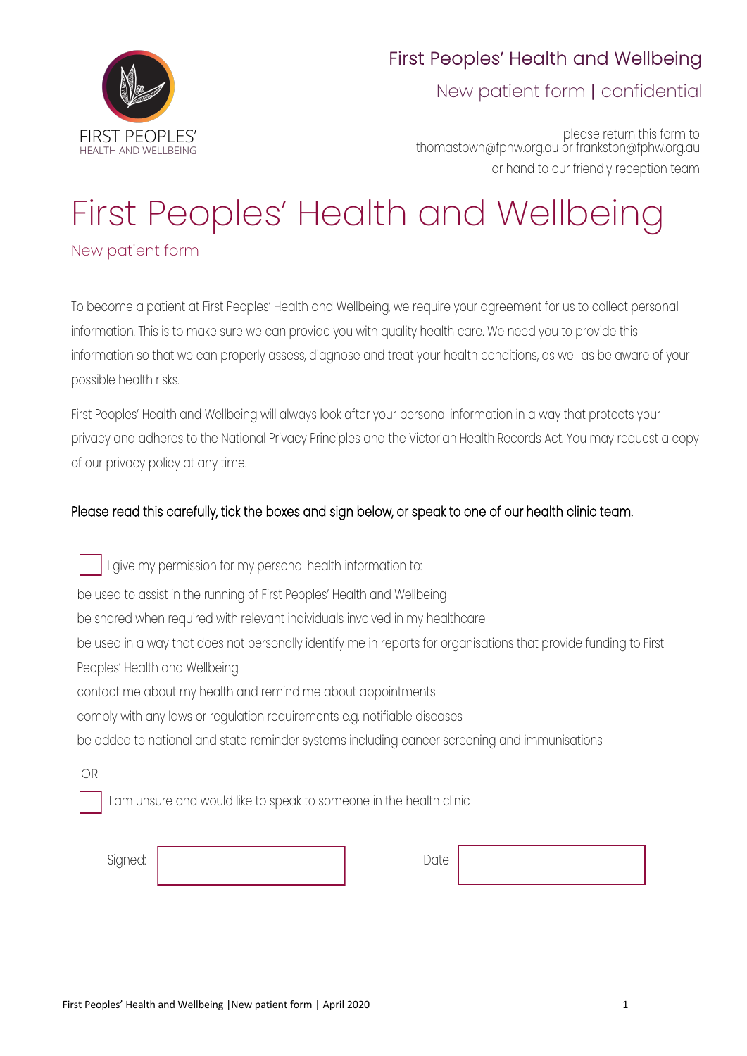FIRST PEOPLES'
HEALTH AND WELLBEING

First Peoples' Health and Wellbeing

New patient form | confidential

please return this form to
thomastown@fphw.org.au or frankston@fphw.org.au
or hand to our friendly reception team

# First Peoples' Health and Wellbeing

## New patient form

To become a patient at First Peoples' Health and Wellbeing, we require your agreement for us to collect personal information. This is to make sure we can provide you with quality health care. We need you to provide this information so that we can properly assess, diagnose and treat your health conditions, as well as be aware of your possible health risks.

First Peoples' Health and Wellbeing will always look after your personal information in a way that protects your privacy and adheres to the National Privacy Principles and the Victorian Health Records Act. You may request a copy of our privacy policy at any time.

Please read this carefully, tick the boxes and sign below, or speak to one of our health clinic team.

☐ I give my permission for my personal health information to:

be used to assist in the running of First Peoples' Health and Wellbeing
be shared when required with relevant individuals involved in my healthcare
be used in a way that does not personally identify me in reports for organisations that provide funding to First Peoples' Health and Wellbeing
contact me about my health and remind me about appointments
comply with any laws or regulation requirements e.g. notifiable diseases
be added to national and state reminder systems including cancer screening and immunisations

OR

☐ I am unsure and would like to speak to someone in the health clinic

Signed: ____________________ Date ____________________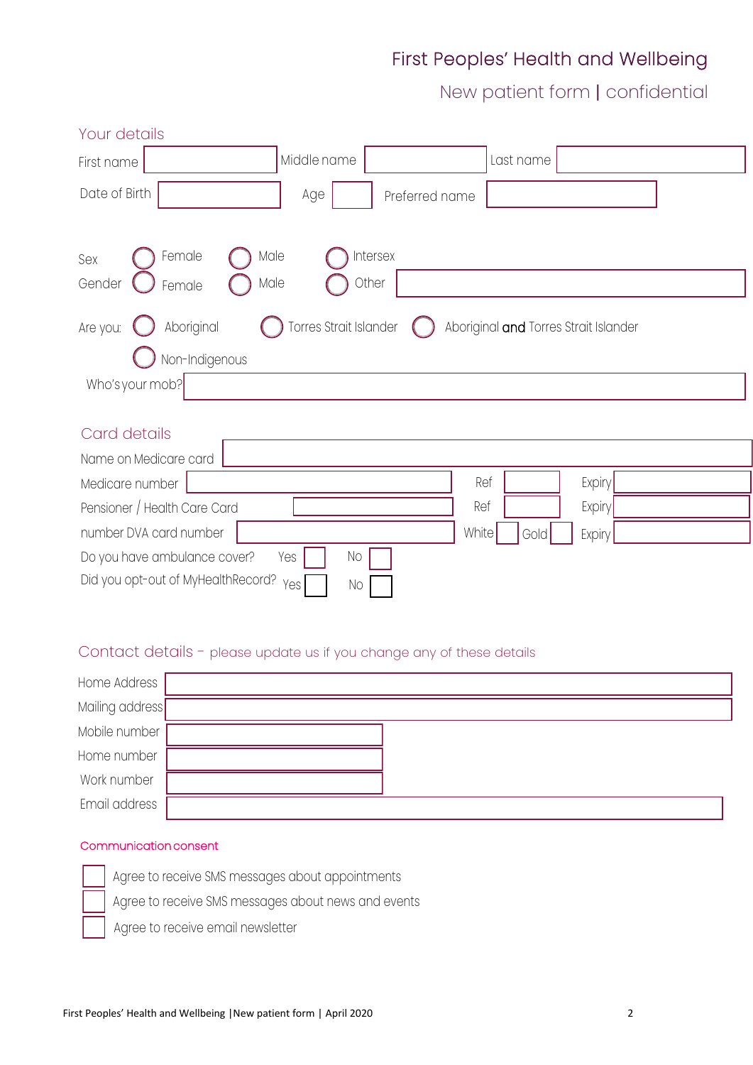# First Peoples' Health and Wellbeing

## New patient form | confidential

### Your details

First name ____________ Middle name ____________ Last name ____________

Date of Birth ____________ Age ______ Preferred name ____________

Sex ◯ Female ◯ Male ◯ Intersex

Gender ◯ Female ◯ Male ◯ Other ____________

Are you: ◯ Aboriginal ◯ Torres Strait Islander ◯ Aboriginal **and** Torres Strait Islander

◯ Non-Indigenous

Who's your mob? ____________

### Card details

Name on Medicare card ____________

Medicare number ____________ Ref ______ Expiry ______

Pensioner / Health Care Card ____________ Ref ______ Expiry ______

number DVA card number ____________ White ☐ Gold ☐ Expiry ______

Do you have ambulance cover? Yes ☐ No ☐

Did you opt-out of MyHealthRecord? Yes ☐ No ☐

### Contact details - please update us if you change any of these details

Home Address ____________

Mailing address ____________

Mobile number ____________

Home number ____________

Work number ____________

Email address ____________

#### Communication consent

☐ Agree to receive SMS messages about appointments

☐ Agree to receive SMS messages about news and events

☐ Agree to receive email newsletter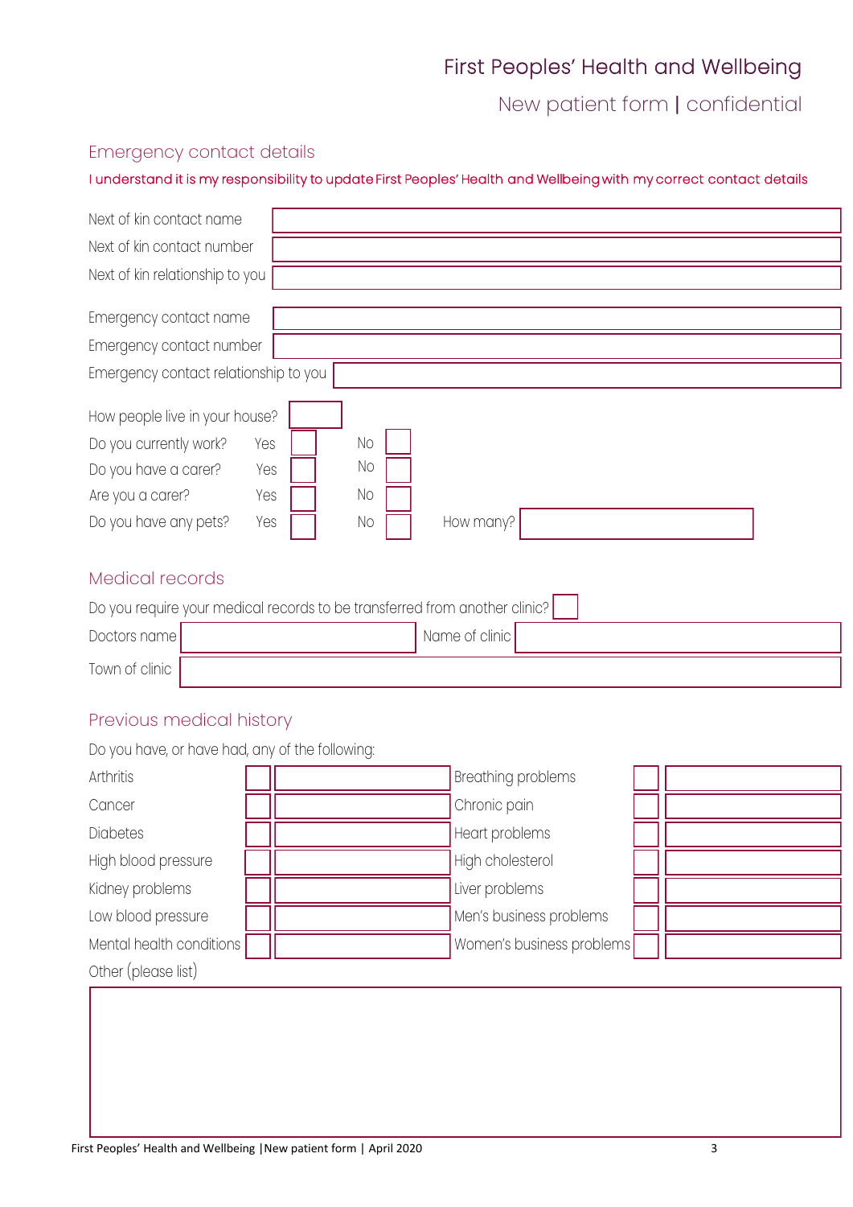# First Peoples' Health and Wellbeing

## New patient form | confidential

### Emergency contact details

I understand it is my responsibility to update First Peoples' Health and Wellbeing with my correct contact details

| | |
|---|---|
| Next of kin contact name | |
| Next of kin contact number | |
| Next of kin relationship to you | |

| | |
|---|---|
| Emergency contact name | |
| Emergency contact number | |
| Emergency contact relationship to you | |

| | | | | | |
|---|---|---|---|---|---|
| How people live in your house? | | | | | |
| Do you currently work? | Yes ☐ | No ☐ | | | |
| Do you have a carer? | Yes ☐ | No ☐ | | | |
| Are you a carer? | Yes ☐ | No ☐ | | | |
| Do you have any pets? | Yes ☐ | No ☐ | How many? | | |

### Medical records

Do you require your medical records to be transferred from another clinic? ☐

| | | | |
|---|---|---|---|
| Doctors name | | Name of clinic | |
| Town of clinic | | | |

### Previous medical history

Do you have, or have had, any of the following:

| Condition | ☐ | Details | Condition | ☐ | Details |
|---|---|---|---|---|---|
| Arthritis | ☐ | | Breathing problems | ☐ | |
| Cancer | ☐ | | Chronic pain | ☐ | |
| Diabetes | ☐ | | Heart problems | ☐ | |
| High blood pressure | ☐ | | High cholesterol | ☐ | |
| Kidney problems | ☐ | | Liver problems | ☐ | |
| Low blood pressure | ☐ | | Men's business problems | ☐ | |
| Mental health conditions | ☐ | | Women's business problems | ☐ | |

Other (please list)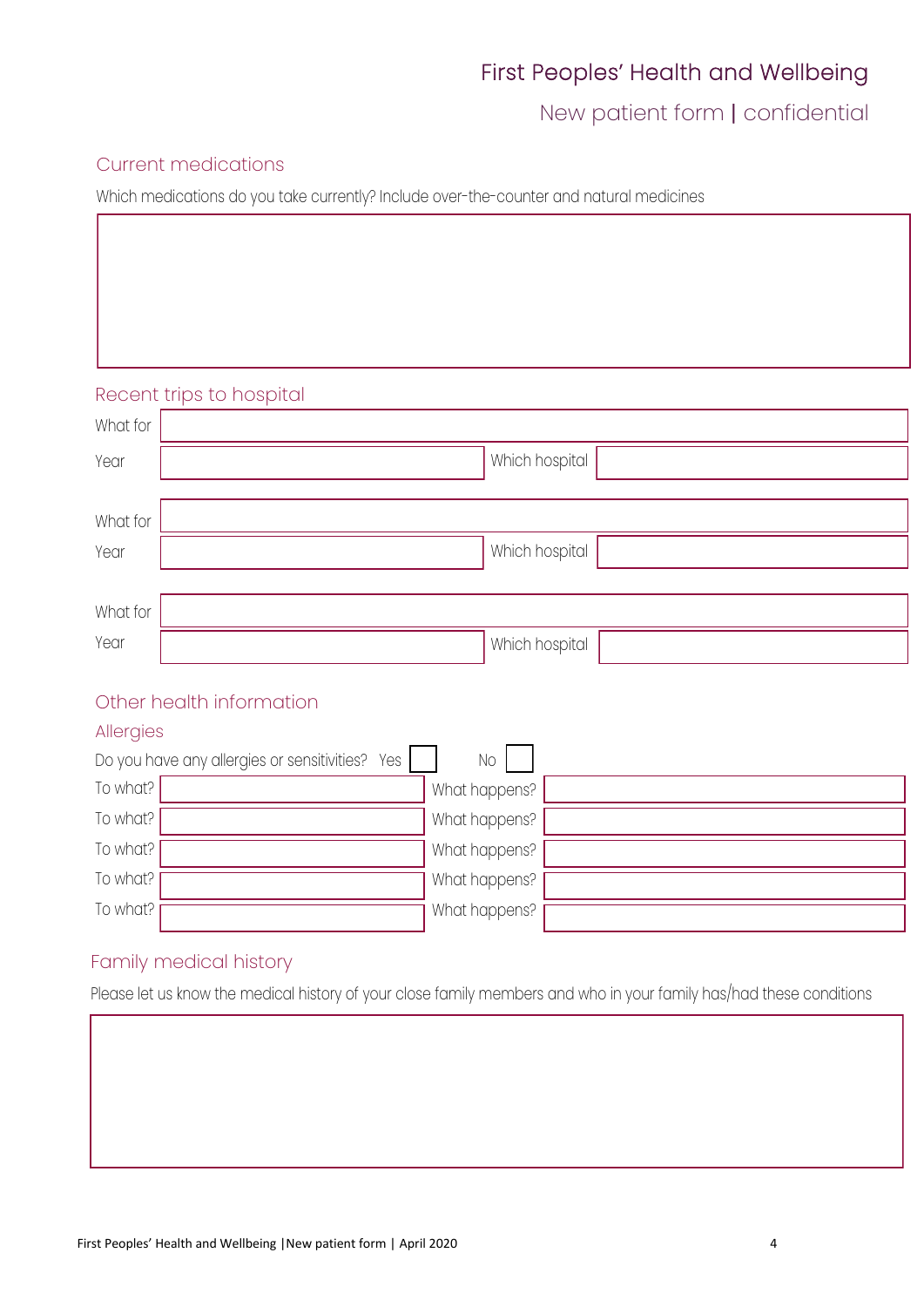## Current medications

Which medications do you take currently? Include over-the-counter and natural medicines

## Recent trips to hospital

| What for | | | |
|---|---|---|---|
| Year | | Which hospital | |

| What for | | | |
|---|---|---|---|
| Year | | Which hospital | |

| What for | | | |
|---|---|---|---|
| Year | | Which hospital | |

## Other health information

### Allergies

Do you have any allergies or sensitivities? Yes ☐ No ☐

| To what? | | What happens? | |
|---|---|---|---|
| To what? | | What happens? | |
| To what? | | What happens? | |
| To what? | | What happens? | |
| To what? | | What happens? | |

## Family medical history

Please let us know the medical history of your close family members and who in your family has/had these conditions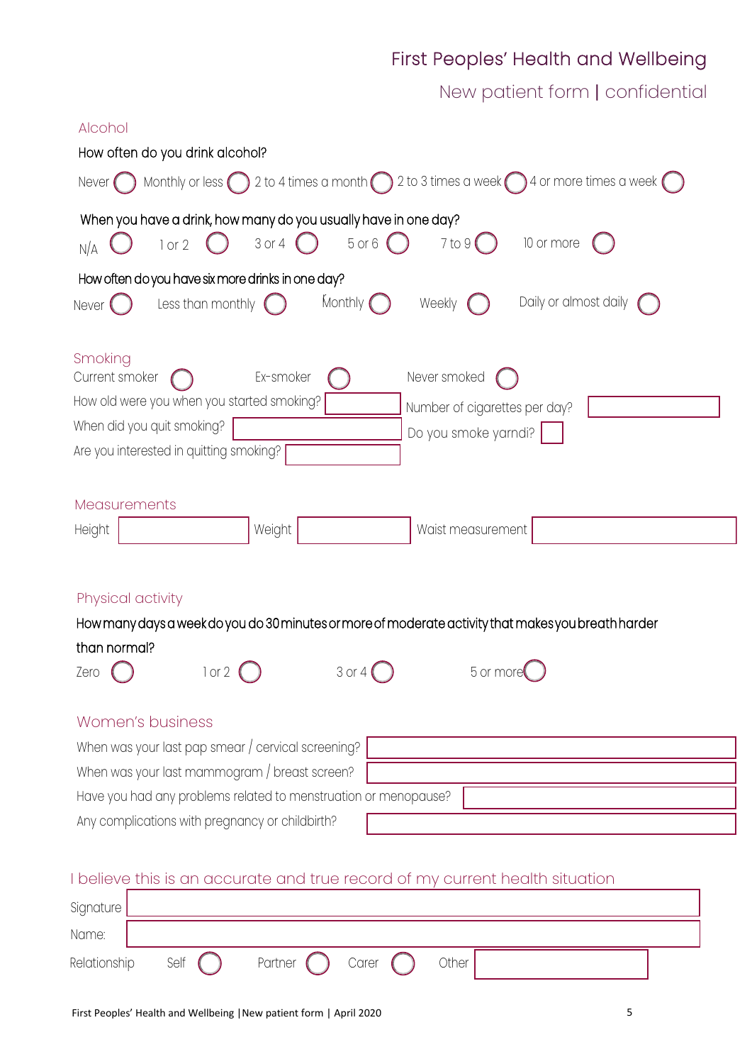# First Peoples' Health and Wellbeing

## New patient form | confidential

### Alcohol

How often do you drink alcohol?

Never ◯ Monthly or less ◯ 2 to 4 times a month ◯ 2 to 3 times a week ◯ 4 or more times a week ◯

When you have a drink, how many do you usually have in one day?

N/A ◯ 1 or 2 ◯ 3 or 4 ◯ 5 or 6 ◯ 7 to 9 ◯ 10 or more ◯

How often do you have six more drinks in one day?

Never ◯ Less than monthly ◯ Monthly ◯ Weekly ◯ Daily or almost daily ◯

### Smoking

Current smoker ◯ Ex-smoker ◯ Never smoked ◯

How old were you when you started smoking? \_\_\_\_\_\_\_\_ Number of cigarettes per day? \_\_\_\_\_\_\_\_

When did you quit smoking? \_\_\_\_\_\_\_\_ Do you smoke yarndi? ☐

Are you interested in quitting smoking? \_\_\_\_\_\_\_\_

### Measurements

Height \_\_\_\_\_\_\_\_ Weight \_\_\_\_\_\_\_\_ Waist measurement \_\_\_\_\_\_\_\_

### Physical activity

How many days a week do you do 30 minutes or more of moderate activity that makes you breath harder than normal?

Zero ◯ 1 or 2 ◯ 3 or 4 ◯ 5 or more ◯

### Women's business

When was your last pap smear / cervical screening? \_\_\_\_\_\_\_\_

When was your last mammogram / breast screen? \_\_\_\_\_\_\_\_

Have you had any problems related to menstruation or menopause? \_\_\_\_\_\_\_\_

Any complications with pregnancy or childbirth? \_\_\_\_\_\_\_\_

### I believe this is an accurate and true record of my current health situation

Signature \_\_\_\_\_\_\_\_

Name: \_\_\_\_\_\_\_\_

Relationship Self ◯ Partner ◯ Carer ◯ Other \_\_\_\_\_\_\_\_